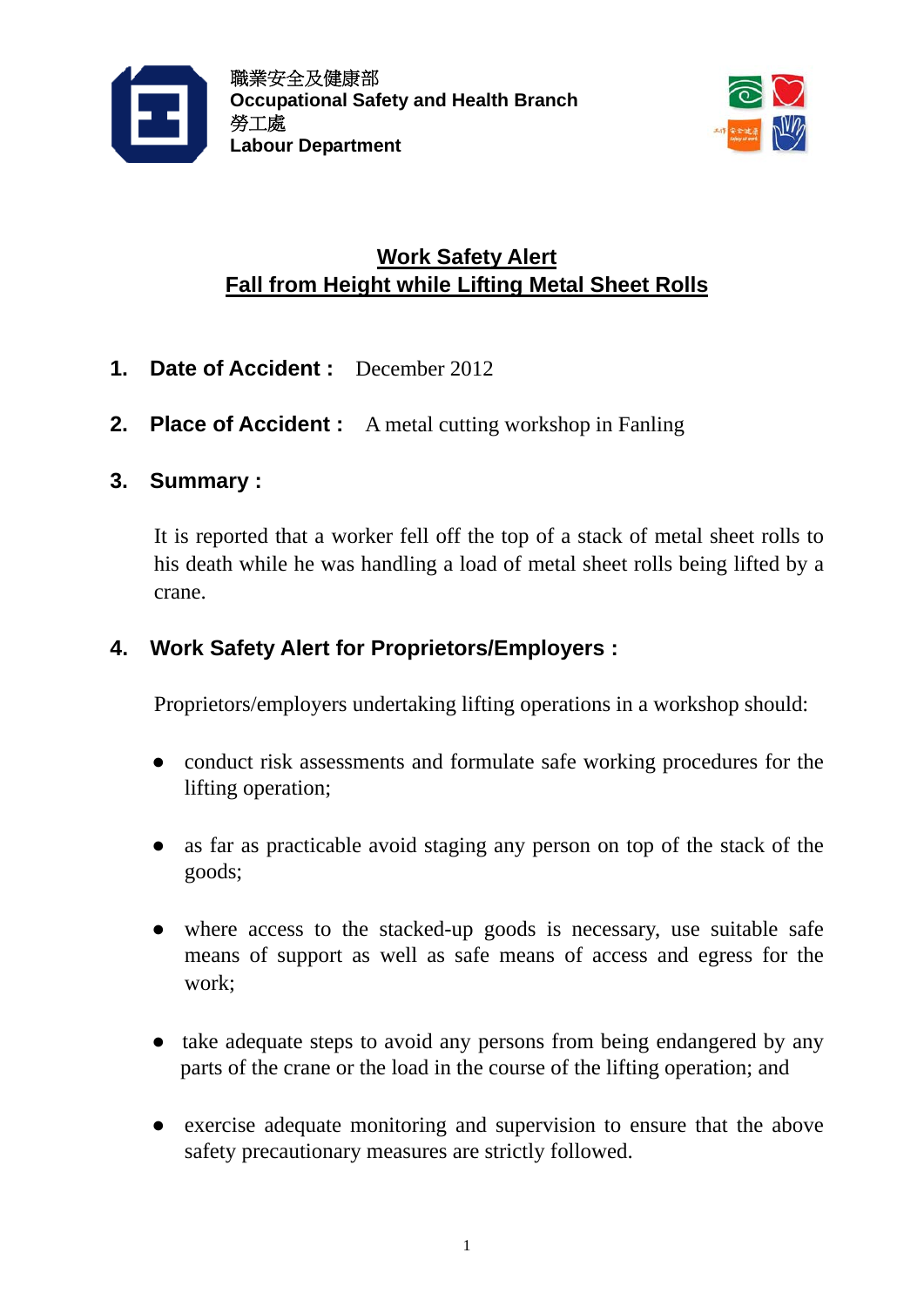職業安全及健康部
**Occupational Safety and Health Branch**
勞工處
**Labour Department**

# Work Safety Alert
# Fall from Height while Lifting Metal Sheet Rolls

**1. Date of Accident :** December 2012

**2. Place of Accident :** A metal cutting workshop in Fanling

**3. Summary :**

It is reported that a worker fell off the top of a stack of metal sheet rolls to his death while he was handling a load of metal sheet rolls being lifted by a crane.

**4. Work Safety Alert for Proprietors/Employers :**

Proprietors/employers undertaking lifting operations in a workshop should:

- conduct risk assessments and formulate safe working procedures for the lifting operation;
- as far as practicable avoid staging any person on top of the stack of the goods;
- where access to the stacked-up goods is necessary, use suitable safe means of support as well as safe means of access and egress for the work;
- take adequate steps to avoid any persons from being endangered by any parts of the crane or the load in the course of the lifting operation; and
- exercise adequate monitoring and supervision to ensure that the above safety precautionary measures are strictly followed.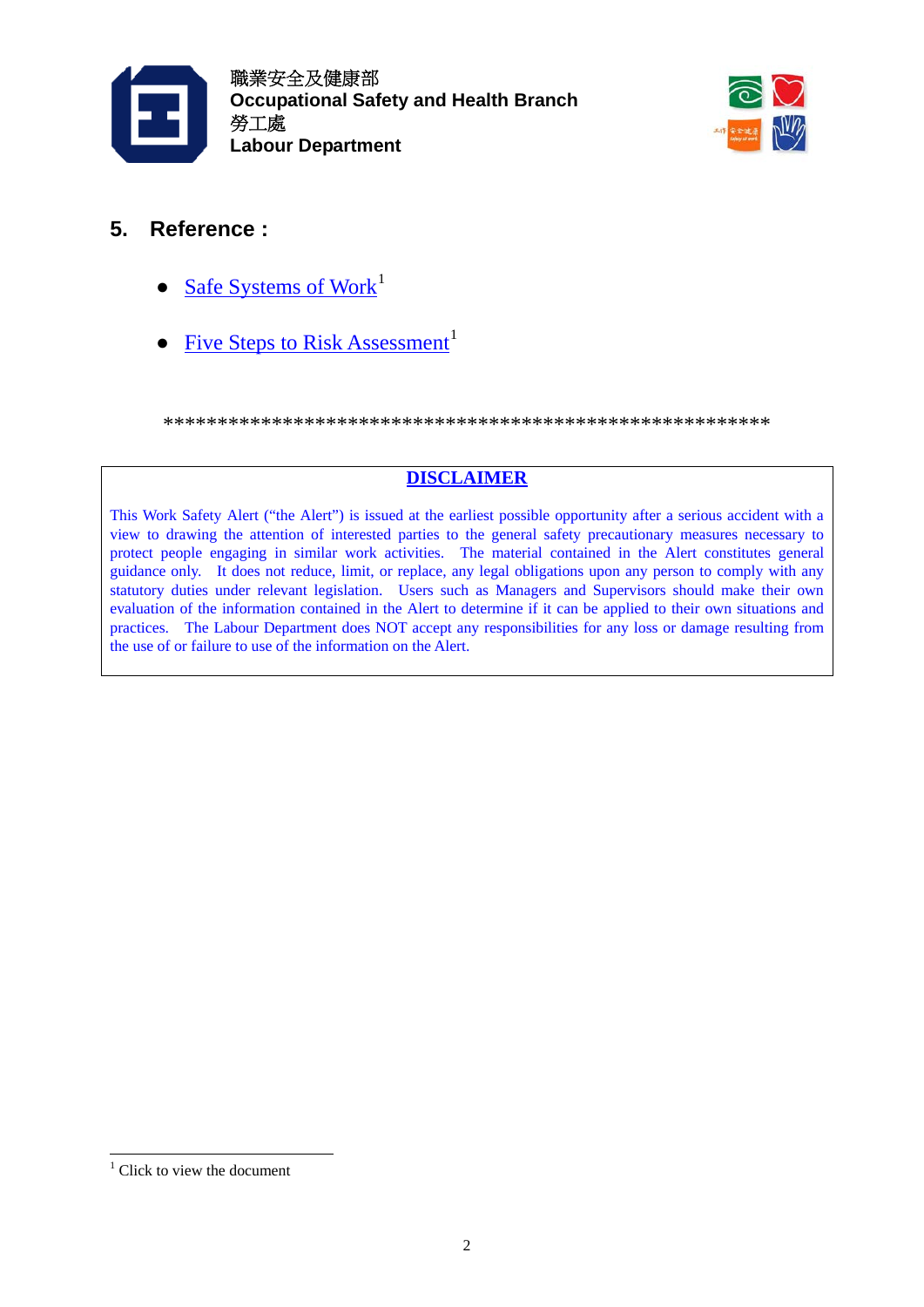## 5. Reference :

- Safe Systems of Work[1]
- Five Steps to Risk Assessment[1]

*******************************************************

**DISCLAIMER**

This Work Safety Alert ("the Alert") is issued at the earliest possible opportunity after a serious accident with a view to drawing the attention of interested parties to the general safety precautionary measures necessary to protect people engaging in similar work activities. The material contained in the Alert constitutes general guidance only. It does not reduce, limit, or replace, any legal obligations upon any person to comply with any statutory duties under relevant legislation. Users such as Managers and Supervisors should make their own evaluation of the information contained in the Alert to determine if it can be applied to their own situations and practices. The Labour Department does NOT accept any responsibilities for any loss or damage resulting from the use of or failure to use of the information on the Alert.

[1] Click to view the document